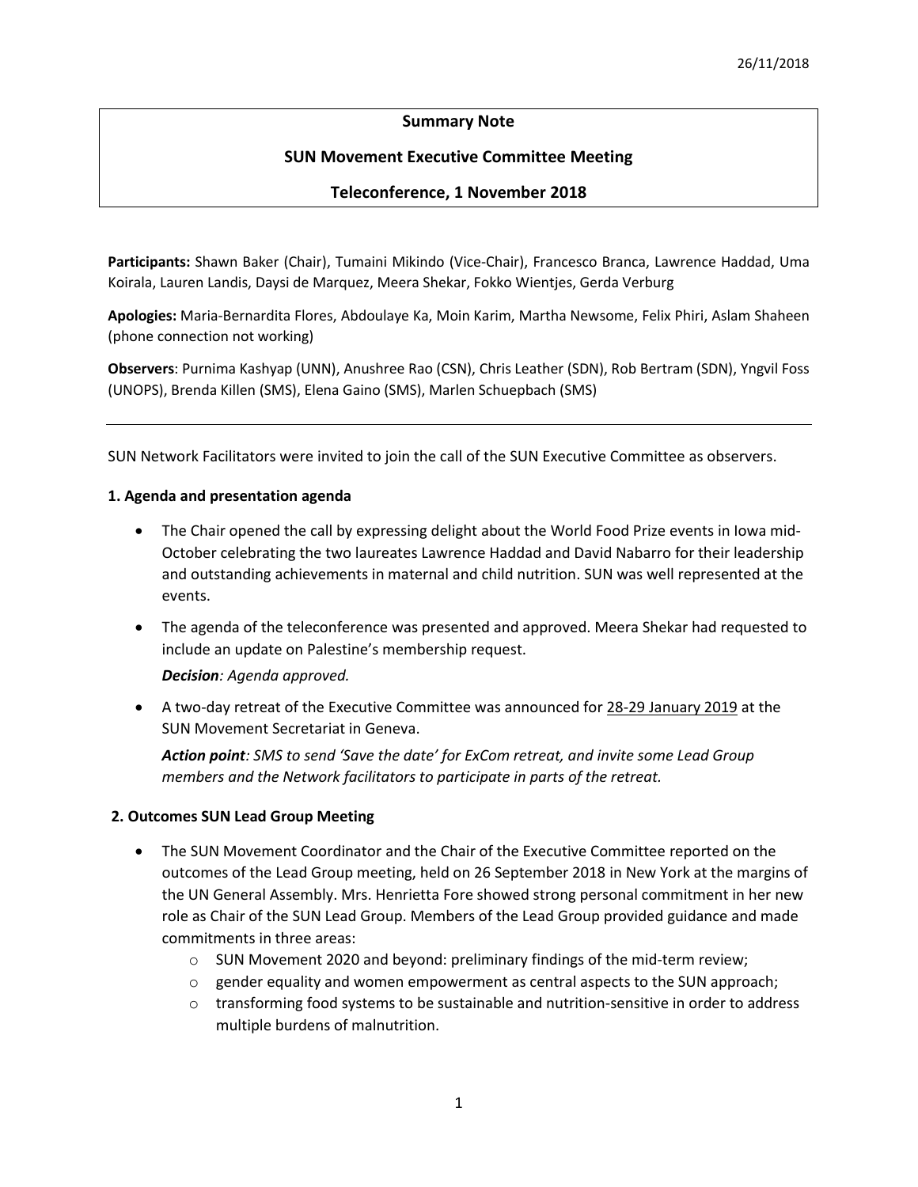26/11/2018

**Summary Note**

**SUN Movement Executive Committee Meeting**

**Teleconference, 1 November 2018**

**Participants:** Shawn Baker (Chair), Tumaini Mikindo (Vice-Chair), Francesco Branca, Lawrence Haddad, Uma Koirala, Lauren Landis, Daysi de Marquez, Meera Shekar, Fokko Wientjes, Gerda Verburg

**Apologies:** Maria-Bernardita Flores, Abdoulaye Ka, Moin Karim, Martha Newsome, Felix Phiri, Aslam Shaheen (phone connection not working)

**Observers**: Purnima Kashyap (UNN), Anushree Rao (CSN), Chris Leather (SDN), Rob Bertram (SDN), Yngvil Foss (UNOPS), Brenda Killen (SMS), Elena Gaino (SMS), Marlen Schuepbach (SMS)

---

SUN Network Facilitators were invited to join the call of the SUN Executive Committee as observers.

### 1. Agenda and presentation agenda

- The Chair opened the call by expressing delight about the World Food Prize events in Iowa mid-October celebrating the two laureates Lawrence Haddad and David Nabarro for their leadership and outstanding achievements in maternal and child nutrition. SUN was well represented at the events.
- The agenda of the teleconference was presented and approved. Meera Shekar had requested to include an update on Palestine's membership request.

  ***Decision****: Agenda approved.*
- A two-day retreat of the Executive Committee was announced for <u>28-29 January 2019</u> at the SUN Movement Secretariat in Geneva.

  ***Action point****: SMS to send 'Save the date' for ExCom retreat, and invite some Lead Group members and the Network facilitators to participate in parts of the retreat.*

### 2. Outcomes SUN Lead Group Meeting

- The SUN Movement Coordinator and the Chair of the Executive Committee reported on the outcomes of the Lead Group meeting, held on 26 September 2018 in New York at the margins of the UN General Assembly. Mrs. Henrietta Fore showed strong personal commitment in her new role as Chair of the SUN Lead Group. Members of the Lead Group provided guidance and made commitments in three areas:
  - SUN Movement 2020 and beyond: preliminary findings of the mid-term review;
  - gender equality and women empowerment as central aspects to the SUN approach;
  - transforming food systems to be sustainable and nutrition-sensitive in order to address multiple burdens of malnutrition.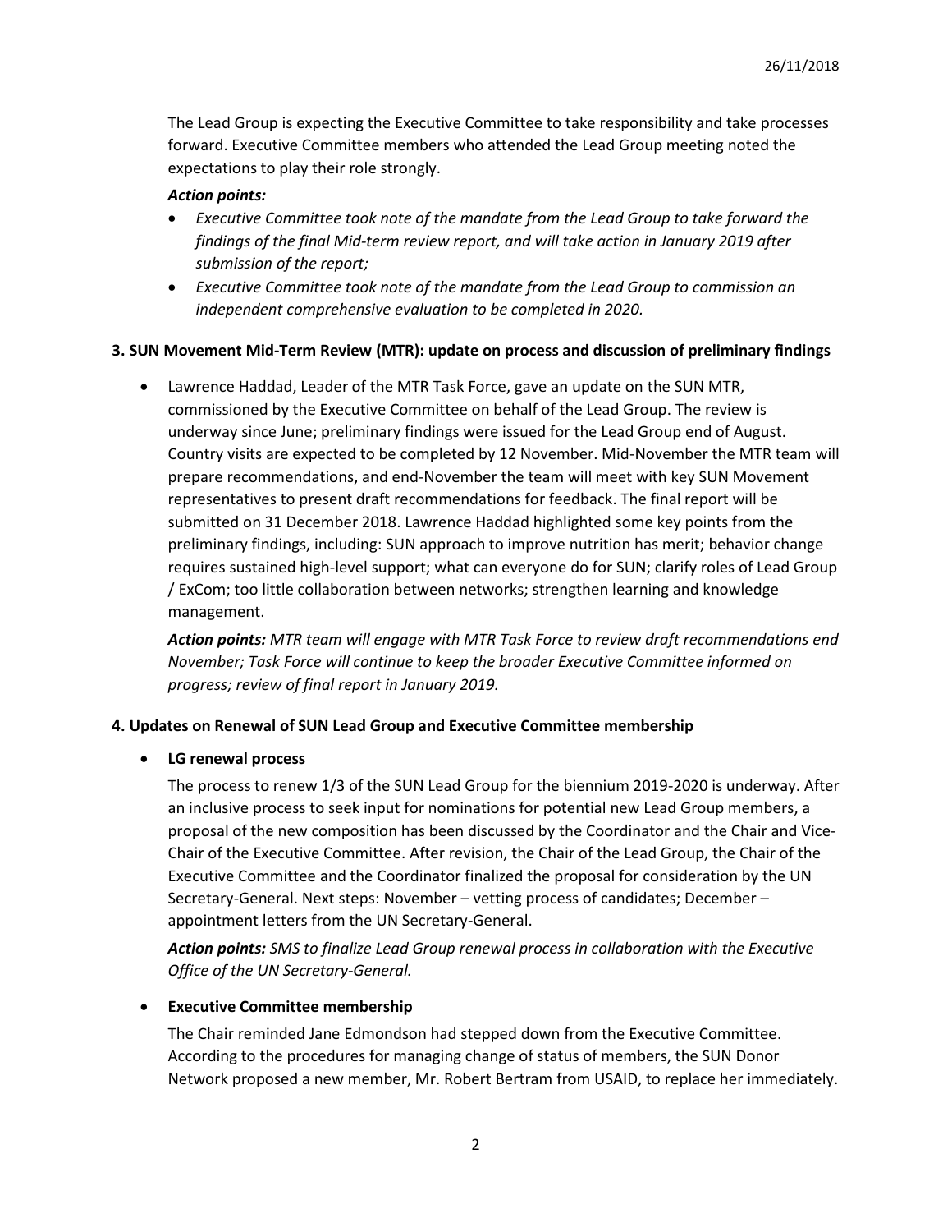The Lead Group is expecting the Executive Committee to take responsibility and take processes forward. Executive Committee members who attended the Lead Group meeting noted the expectations to play their role strongly.

***Action points:***

- *Executive Committee took note of the mandate from the Lead Group to take forward the findings of the final Mid-term review report, and will take action in January 2019 after submission of the report;*
- *Executive Committee took note of the mandate from the Lead Group to commission an independent comprehensive evaluation to be completed in 2020.*

**3. SUN Movement Mid-Term Review (MTR): update on process and discussion of preliminary findings**

- Lawrence Haddad, Leader of the MTR Task Force, gave an update on the SUN MTR, commissioned by the Executive Committee on behalf of the Lead Group. The review is underway since June; preliminary findings were issued for the Lead Group end of August. Country visits are expected to be completed by 12 November. Mid-November the MTR team will prepare recommendations, and end-November the team will meet with key SUN Movement representatives to present draft recommendations for feedback. The final report will be submitted on 31 December 2018. Lawrence Haddad highlighted some key points from the preliminary findings, including: SUN approach to improve nutrition has merit; behavior change requires sustained high-level support; what can everyone do for SUN; clarify roles of Lead Group / ExCom; too little collaboration between networks; strengthen learning and knowledge management.

  ***Action points:*** *MTR team will engage with MTR Task Force to review draft recommendations end November; Task Force will continue to keep the broader Executive Committee informed on progress; review of final report in January 2019.*

**4. Updates on Renewal of SUN Lead Group and Executive Committee membership**

- **LG renewal process**

  The process to renew 1/3 of the SUN Lead Group for the biennium 2019-2020 is underway. After an inclusive process to seek input for nominations for potential new Lead Group members, a proposal of the new composition has been discussed by the Coordinator and the Chair and Vice-Chair of the Executive Committee. After revision, the Chair of the Lead Group, the Chair of the Executive Committee and the Coordinator finalized the proposal for consideration by the UN Secretary-General. Next steps: November – vetting process of candidates; December – appointment letters from the UN Secretary-General.

  ***Action points:*** *SMS to finalize Lead Group renewal process in collaboration with the Executive Office of the UN Secretary-General.*

- **Executive Committee membership**

  The Chair reminded Jane Edmondson had stepped down from the Executive Committee. According to the procedures for managing change of status of members, the SUN Donor Network proposed a new member, Mr. Robert Bertram from USAID, to replace her immediately.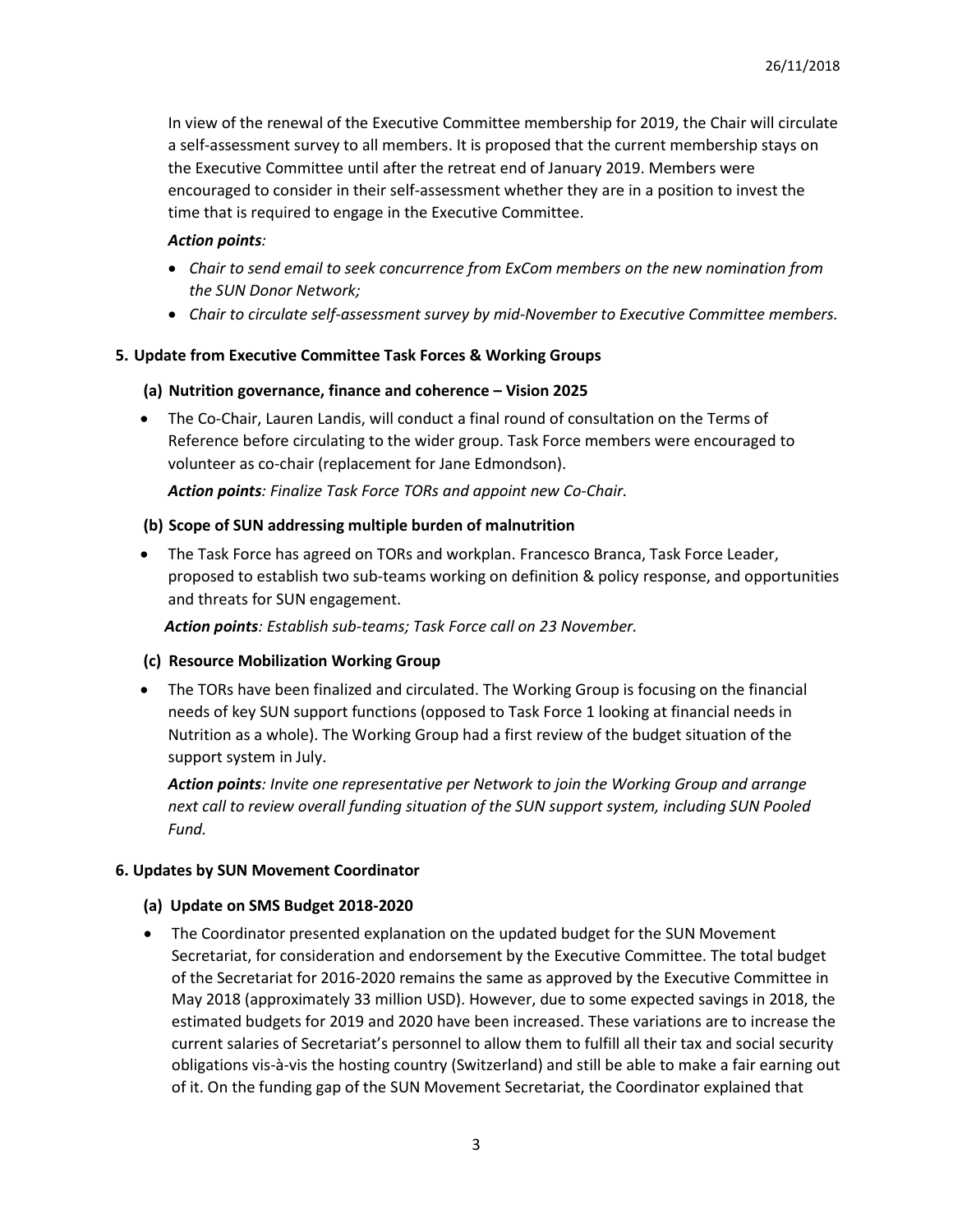In view of the renewal of the Executive Committee membership for 2019, the Chair will circulate a self-assessment survey to all members. It is proposed that the current membership stays on the Executive Committee until after the retreat end of January 2019. Members were encouraged to consider in their self-assessment whether they are in a position to invest the time that is required to engage in the Executive Committee.

***Action points:***

- *Chair to send email to seek concurrence from ExCom members on the new nomination from the SUN Donor Network;*
- *Chair to circulate self-assessment survey by mid-November to Executive Committee members.*

## 5. Update from Executive Committee Task Forces & Working Groups

### (a) Nutrition governance, finance and coherence – Vision 2025

- The Co-Chair, Lauren Landis, will conduct a final round of consultation on the Terms of Reference before circulating to the wider group. Task Force members were encouraged to volunteer as co-chair (replacement for Jane Edmondson).

  ***Action points**: Finalize Task Force TORs and appoint new Co-Chair.*

### (b) Scope of SUN addressing multiple burden of malnutrition

- The Task Force has agreed on TORs and workplan. Francesco Branca, Task Force Leader, proposed to establish two sub-teams working on definition & policy response, and opportunities and threats for SUN engagement.

  ***Action points**: Establish sub-teams; Task Force call on 23 November.*

### (c) Resource Mobilization Working Group

- The TORs have been finalized and circulated. The Working Group is focusing on the financial needs of key SUN support functions (opposed to Task Force 1 looking at financial needs in Nutrition as a whole). The Working Group had a first review of the budget situation of the support system in July.

  ***Action points**: Invite one representative per Network to join the Working Group and arrange next call to review overall funding situation of the SUN support system, including SUN Pooled Fund.*

## 6. Updates by SUN Movement Coordinator

### (a) Update on SMS Budget 2018-2020

- The Coordinator presented explanation on the updated budget for the SUN Movement Secretariat, for consideration and endorsement by the Executive Committee. The total budget of the Secretariat for 2016-2020 remains the same as approved by the Executive Committee in May 2018 (approximately 33 million USD). However, due to some expected savings in 2018, the estimated budgets for 2019 and 2020 have been increased. These variations are to increase the current salaries of Secretariat's personnel to allow them to fulfill all their tax and social security obligations vis-à-vis the hosting country (Switzerland) and still be able to make a fair earning out of it. On the funding gap of the SUN Movement Secretariat, the Coordinator explained that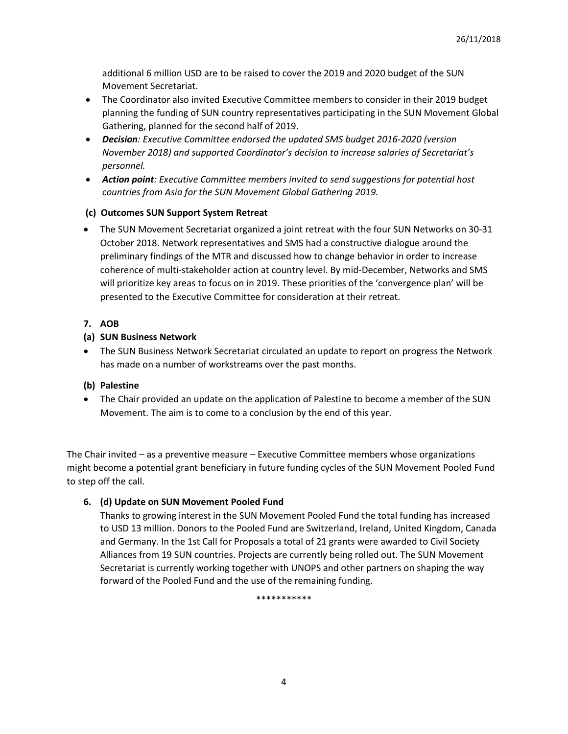additional 6 million USD are to be raised to cover the 2019 and 2020 budget of the SUN Movement Secretariat.

- The Coordinator also invited Executive Committee members to consider in their 2019 budget planning the funding of SUN country representatives participating in the SUN Movement Global Gathering, planned for the second half of 2019.
- ***Decision**: Executive Committee endorsed the updated SMS budget 2016-2020 (version November 2018) and supported Coordinator's decision to increase salaries of Secretariat's personnel.*
- ***Action point**: Executive Committee members invited to send suggestions for potential host countries from Asia for the SUN Movement Global Gathering 2019.*

**(c) Outcomes SUN Support System Retreat**

- The SUN Movement Secretariat organized a joint retreat with the four SUN Networks on 30-31 October 2018. Network representatives and SMS had a constructive dialogue around the preliminary findings of the MTR and discussed how to change behavior in order to increase coherence of multi-stakeholder action at country level. By mid-December, Networks and SMS will prioritize key areas to focus on in 2019. These priorities of the 'convergence plan' will be presented to the Executive Committee for consideration at their retreat.

**7. AOB**

**(a) SUN Business Network**

- The SUN Business Network Secretariat circulated an update to report on progress the Network has made on a number of workstreams over the past months.

**(b) Palestine**

- The Chair provided an update on the application of Palestine to become a member of the SUN Movement. The aim is to come to a conclusion by the end of this year.

The Chair invited – as a preventive measure – Executive Committee members whose organizations might become a potential grant beneficiary in future funding cycles of the SUN Movement Pooled Fund to step off the call.

**6. (d) Update on SUN Movement Pooled Fund**

Thanks to growing interest in the SUN Movement Pooled Fund the total funding has increased to USD 13 million. Donors to the Pooled Fund are Switzerland, Ireland, United Kingdom, Canada and Germany. In the 1st Call for Proposals a total of 21 grants were awarded to Civil Society Alliances from 19 SUN countries. Projects are currently being rolled out. The SUN Movement Secretariat is currently working together with UNOPS and other partners on shaping the way forward of the Pooled Fund and the use of the remaining funding.

***********